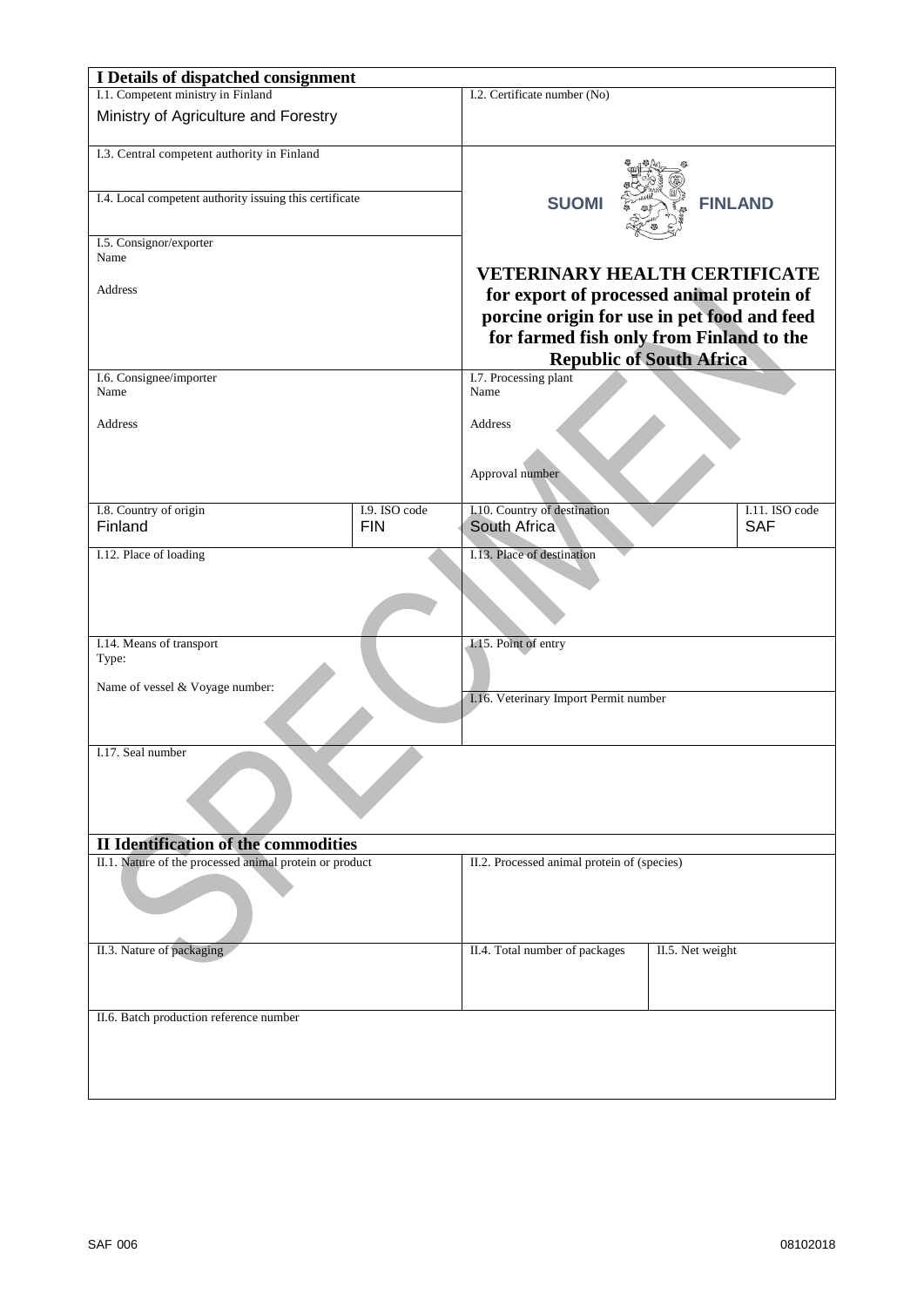## I Details of dispatched consignment

| | |
|---|---|
| I.1. Competent ministry in Finland<br>Ministry of Agriculture and Forestry | I.2. Certificate number (No) |
| I.3. Central competent authority in Finland | SUOMI FINLAND |
| I.4. Local competent authority issuing this certificate | |
| I.5. Consignor/exporter<br>Name<br><br>Address | **VETERINARY HEALTH CERTIFICATE for export of processed animal protein of porcine origin for use in pet food and feed for farmed fish only from Finland to the Republic of South Africa** |
| I.6. Consignee/importer<br>Name<br><br>Address | I.7. Processing plant<br>Name<br><br>Address<br><br>Approval number |

| I.8. Country of origin | I.9. ISO code | I.10. Country of destination | I.11. ISO code |
|---|---|---|---|
| Finland | FIN | South Africa | SAF |

| | |
|---|---|
| I.12. Place of loading | I.13. Place of destination |
| I.14. Means of transport<br>Type:<br><br>Name of vessel & Voyage number: | I.15. Point of entry<br><br>I.16. Veterinary Import Permit number |
| I.17. Seal number | |

## II Identification of the commodities

| | | |
|---|---|---|
| II.1. Nature of the processed animal protein or product | II.2. Processed animal protein of (species) | |
| II.3. Nature of packaging | II.4. Total number of packages | II.5. Net weight |
| II.6. Batch production reference number | | |

SAF 006 08102018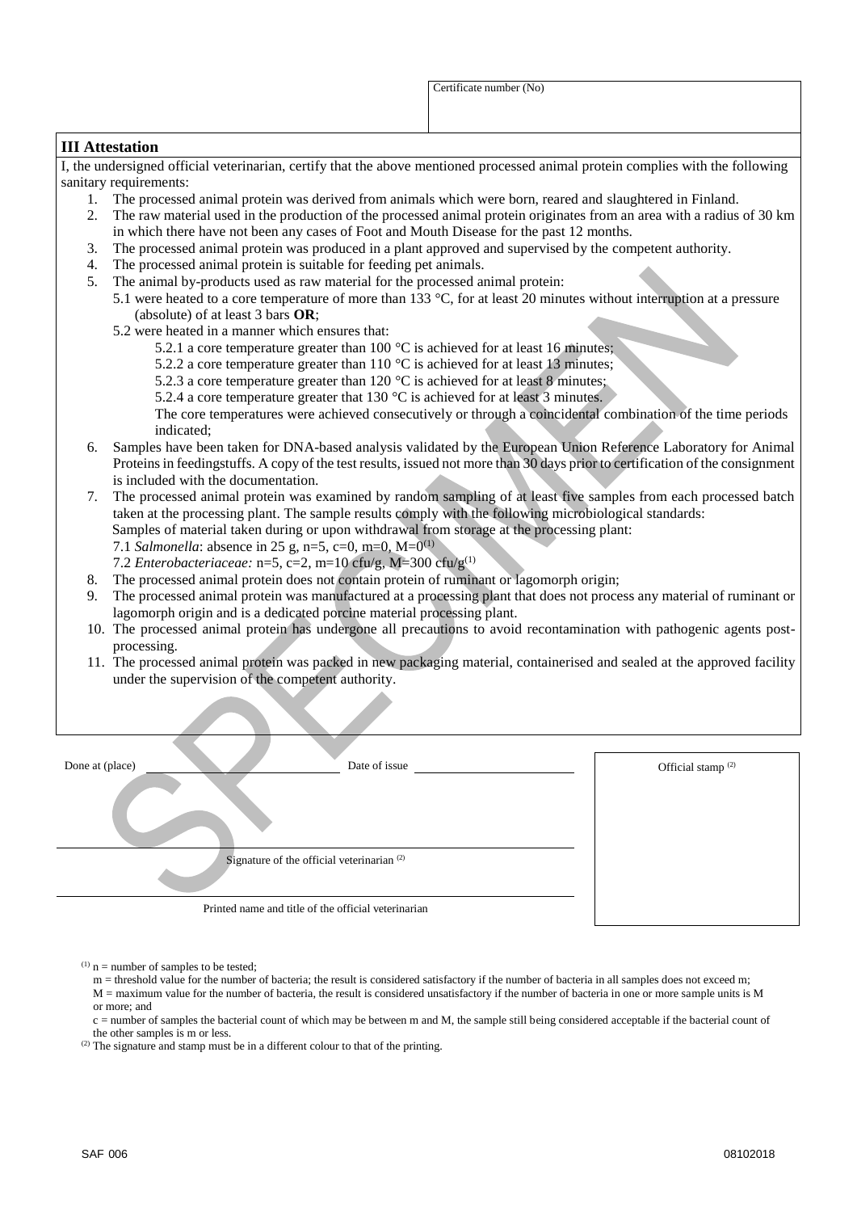Certificate number (No)

### III Attestation

I, the undersigned official veterinarian, certify that the above mentioned processed animal protein complies with the following sanitary requirements:

1. The processed animal protein was derived from animals which were born, reared and slaughtered in Finland.
2. The raw material used in the production of the processed animal protein originates from an area with a radius of 30 km in which there have not been any cases of Foot and Mouth Disease for the past 12 months.
3. The processed animal protein was produced in a plant approved and supervised by the competent authority.
4. The processed animal protein is suitable for feeding pet animals.
5. The animal by-products used as raw material for the processed animal protein:
   5.1 were heated to a core temperature of more than 133 °C, for at least 20 minutes without interruption at a pressure (absolute) of at least 3 bars **OR**;
   5.2 were heated in a manner which ensures that:
      5.2.1 a core temperature greater than 100 °C is achieved for at least 16 minutes;
      5.2.2 a core temperature greater than 110 °C is achieved for at least 13 minutes;
      5.2.3 a core temperature greater than 120 °C is achieved for at least 8 minutes;
      5.2.4 a core temperature greater that 130 °C is achieved for at least 3 minutes.
      The core temperatures were achieved consecutively or through a coincidental combination of the time periods indicated;
6. Samples have been taken for DNA-based analysis validated by the European Union Reference Laboratory for Animal Proteins in feedingstuffs. A copy of the test results, issued not more than 30 days prior to certification of the consignment is included with the documentation.
7. The processed animal protein was examined by random sampling of at least five samples from each processed batch taken at the processing plant. The sample results comply with the following microbiological standards:
   Samples of material taken during or upon withdrawal from storage at the processing plant:
   7.1 *Salmonella*: absence in 25 g, n=5, c=0, m=0, M=0[1]
   7.2 *Enterobacteriaceae:* n=5, c=2, m=10 cfu/g, M=300 cfu/g[1]
8. The processed animal protein does not contain protein of ruminant or lagomorph origin;
9. The processed animal protein was manufactured at a processing plant that does not process any material of ruminant or lagomorph origin and is a dedicated porcine material processing plant.
10. The processed animal protein has undergone all precautions to avoid recontamination with pathogenic agents post-processing.
11. The processed animal protein was packed in new packaging material, containerised and sealed at the approved facility under the supervision of the competent authority.

Done at (place) ______________________ Date of issue ______________________

Official stamp [2]

______________________
Signature of the official veterinarian [2]

______________________
Printed name and title of the official veterinarian

[1] n = number of samples to be tested;
m = threshold value for the number of bacteria; the result is considered satisfactory if the number of bacteria in all samples does not exceed m;
M = maximum value for the number of bacteria, the result is considered unsatisfactory if the number of bacteria in one or more sample units is M or more; and
c = number of samples the bacterial count of which may be between m and M, the sample still being considered acceptable if the bacterial count of the other samples is m or less.

[2] The signature and stamp must be in a different colour to that of the printing.

SAF 006 08102018